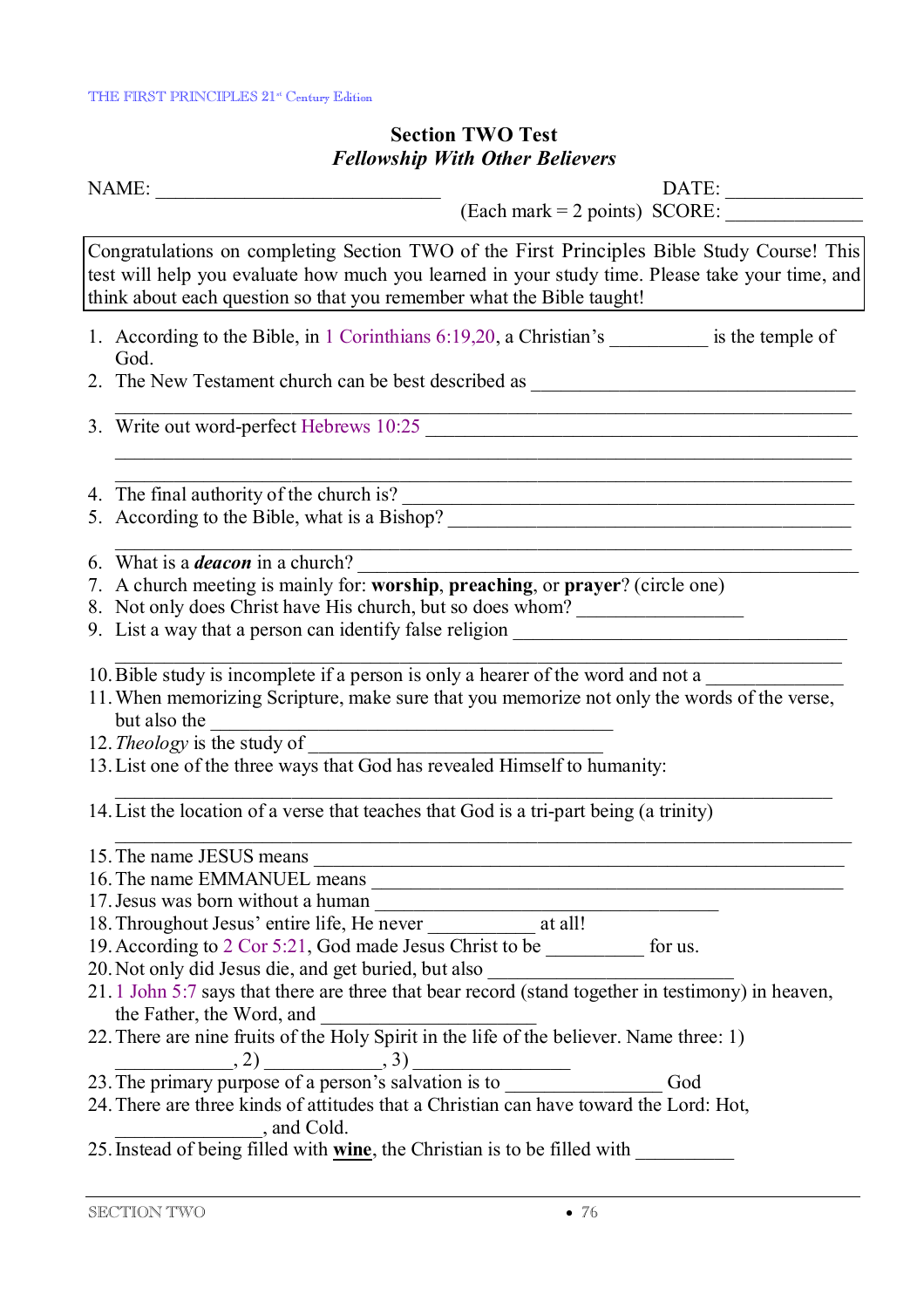## Section TWO Test
### *Fellowship With Other Believers*

NAME: ______________________________ DATE: ______________

(Each mark = 2 points) SCORE: ______________

> Congratulations on completing Section TWO of the First Principles Bible Study Course! This test will help you evaluate how much you learned in your study time. Please take your time, and think about each question so that you remember what the Bible taught!

1. According to the Bible, in 1 Corinthians 6:19,20, a Christian's __________ is the temple of God.
2. The New Testament church can be best described as ___________________________________
   _____________________________________________________________________________
3. Write out word-perfect Hebrews 10:25 ______________________________________________
   _____________________________________________________________________________
   _____________________________________________________________________________
4. The final authority of the church is? ______________________________________________
5. According to the Bible, what is a Bishop? __________________________________________
   _____________________________________________________________________________
6. What is a ***deacon*** in a church? ______________________________________________
7. A church meeting is mainly for: **worship**, **preaching**, or **prayer**? (circle one)
8. Not only does Christ have His church, but so does whom? _________________
9. List a way that a person can identify false religion _______________________________________
   _____________________________________________________________________________
10. Bible study is incomplete if a person is only a hearer of the word and not a _____________
11. When memorizing Scripture, make sure that you memorize not only the words of the verse, but also the ___________________________________________
12. *Theology* is the study of ______________________________
13. List one of the three ways that God has revealed Himself to humanity:
    _____________________________________________________________________________
14. List the location of a verse that teaches that God is a tri-part being (a trinity)
    _____________________________________________________________________________
15. The name JESUS means ___________________________________________________________
16. The name EMMANUEL means _______________________________________________________
17. Jesus was born without a human ____________________________________
18. Throughout Jesus' entire life, He never ___________ at all!
19. According to 2 Cor 5:21, God made Jesus Christ to be __________ for us.
20. Not only did Jesus die, and get buried, but also __________________________
21. 1 John 5:7 says that there are three that bear record (stand together in testimony) in heaven, the Father, the Word, and ______________________
22. There are nine fruits of the Holy Spirit in the life of the believer. Name three: 1) ____________, 2) ____________, 3) ________________
23. The primary purpose of a person's salvation is to ________________ God
24. There are three kinds of attitudes that a Christian can have toward the Lord: Hot, _______________, and Cold.
25. Instead of being filled with **<u>wine</u>**, the Christian is to be filled with __________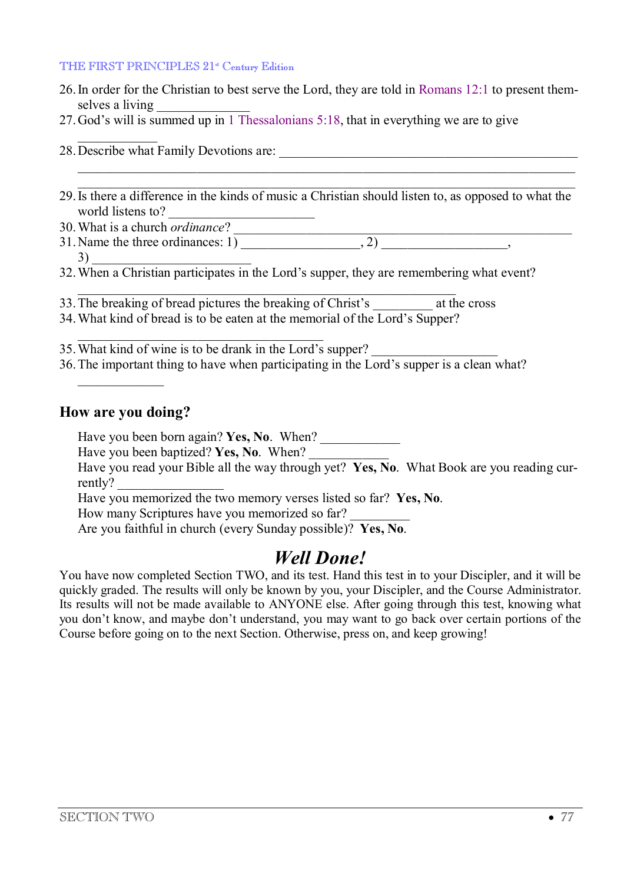26. In order for the Christian to best serve the Lord, they are told in Romans 12:1 to present themselves a living _____________
27. God's will is summed up in 1 Thessalonians 5:18, that in everything we are to give ___________
28. Describe what Family Devotions are: ______________________________________________ ______________________________________________________________________________ ______________________________________________________________________________
29. Is there a difference in the kinds of music a Christian should listen to, as opposed to what the world listens to? ______________________
30. What is a church *ordinance*? ____________________________________________________
31. Name the three ordinances: 1) __________________, 2) ___________________, 3) ________________________
32. When a Christian participates in the Lord's supper, they are remembering what event? _________________________________________________________
33. The breaking of bread pictures the breaking of Christ's _________ at the cross
34. What kind of bread is to be eaten at the memorial of the Lord's Supper? _____________________________________
35. What kind of wine is to be drank in the Lord's supper? ___________________
36. The important thing to have when participating in the Lord's supper is a clean what? _____________

## How are you doing?

Have you been born again? **Yes, No**. When? ____________
Have you been baptized? **Yes, No**. When? ____________
Have you read your Bible all the way through yet? **Yes, No**. What Book are you reading currently? ________________
Have you memorized the two memory verses listed so far? **Yes, No**.
How many Scriptures have you memorized so far? _________
Are you faithful in church (every Sunday possible)? **Yes, No**.

# ***Well Done!***

You have now completed Section TWO, and its test. Hand this test in to your Discipler, and it will be quickly graded. The results will only be known by you, your Discipler, and the Course Administrator. Its results will not be made available to ANYONE else. After going through this test, knowing what you don't know, and maybe don't understand, you may want to go back over certain portions of the Course before going on to the next Section. Otherwise, press on, and keep growing!